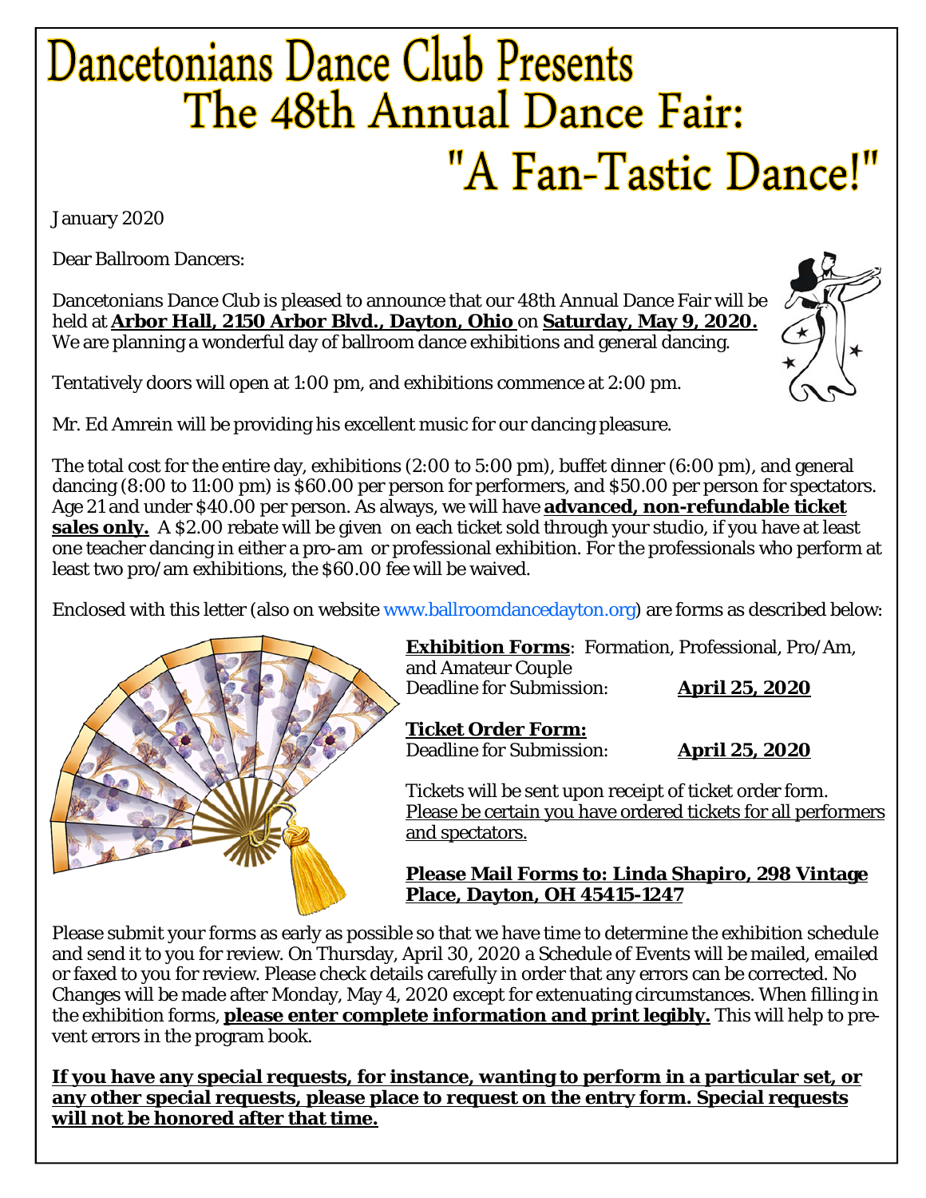# Dancetonians Dance Club Presents
# The 48th Annual Dance Fair:
# "A Fan-Tastic Dance!"

January 2020

Dear Ballroom Dancers:

Dancetonians Dance Club is pleased to announce that our 48th Annual Dance Fair will be held at **Arbor Hall, 2150 Arbor Blvd., Dayton, Ohio** on **Saturday, May 9, 2020.** We are planning a wonderful day of ballroom dance exhibitions and general dancing.

Tentatively doors will open at 1:00 pm, and exhibitions commence at 2:00 pm.

Mr. Ed Amrein will be providing his excellent music for our dancing pleasure.

The total cost for the entire day, exhibitions (2:00 to 5:00 pm), buffet dinner (6:00 pm), and general dancing (8:00 to 11:00 pm) is $60.00 per person for performers, and $50.00 per person for spectators. Age 21 and under $40.00 per person. As always, we will have **advanced, non-refundable ticket sales only.** A $2.00 rebate will be given on each ticket sold through your studio, if you have at least one teacher dancing in either a pro-am or professional exhibition. For the professionals who perform at least two pro/am exhibitions, the $60.00 fee will be waived.

Enclosed with this letter (also on website www.ballroomdancedayton.org) are forms as described below:

**Exhibition Forms**: Formation, Professional, Pro/Am, and Amateur Couple
Deadline for Submission: **April 25, 2020**

**Ticket Order Form:**
Deadline for Submission: **April 25, 2020**

Tickets will be sent upon receipt of ticket order form. Please be certain you have ordered tickets for all performers and spectators.

**Please Mail Forms to: Linda Shapiro, 298 Vintage Place, Dayton, OH 45415-1247**

Please submit your forms as early as possible so that we have time to determine the exhibition schedule and send it to you for review. On Thursday, April 30, 2020 a Schedule of Events will be mailed, emailed or faxed to you for review. Please check details carefully in order that any errors can be corrected. No Changes will be made after Monday, May 4, 2020 except for extenuating circumstances. When filling in the exhibition forms, **please enter complete information and print legibly.** This will help to prevent errors in the program book.

**If you have any special requests, for instance, wanting to perform in a particular set, or any other special requests, please place to request on the entry form. Special requests will not be honored after that time.**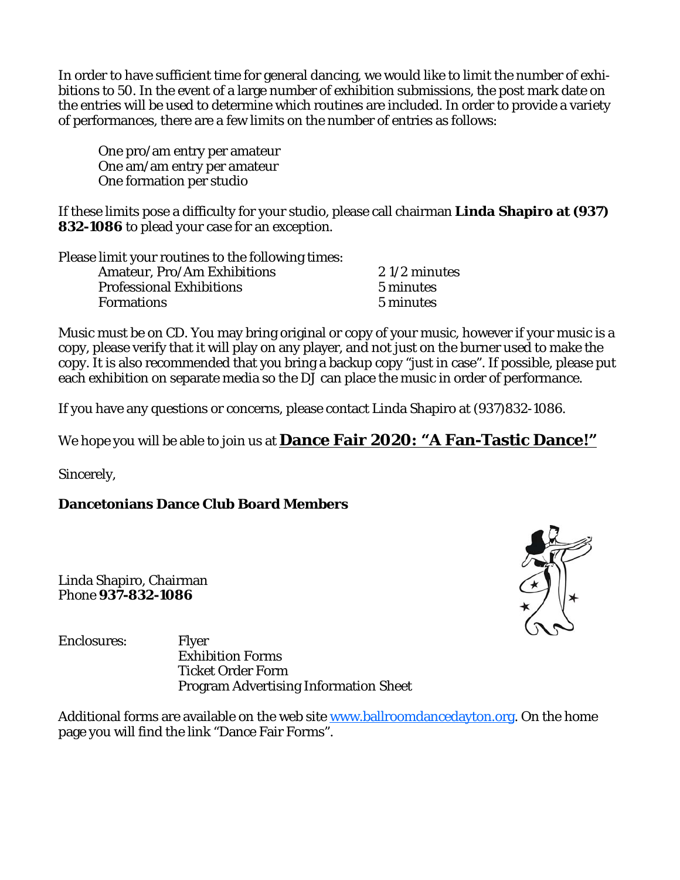In order to have sufficient time for general dancing, we would like to limit the number of exhibitions to 50. In the event of a large number of exhibition submissions, the post mark date on the entries will be used to determine which routines are included. In order to provide a variety of performances, there are a few limits on the number of entries as follows:

One pro/am entry per amateur
One am/am entry per amateur
One formation per studio

If these limits pose a difficulty for your studio, please call chairman **Linda Shapiro at (937) 832-1086** to plead your case for an exception.

Please limit your routines to the following times:

| | |
|---|---|
| Amateur, Pro/Am Exhibitions | 2 1/2 minutes |
| Professional Exhibitions | 5 minutes |
| Formations | 5 minutes |

Music must be on CD. You may bring original or copy of your music, however if your music is a copy, please verify that it will play on any player, and not just on the burner used to make the copy. It is also recommended that you bring a backup copy "just in case". If possible, please put each exhibition on separate media so the DJ can place the music in order of performance.

If you have any questions or concerns, please contact Linda Shapiro at (937)832-1086.

We hope you will be able to join us at **Dance Fair 2020: "A Fan-Tastic Dance!"**

Sincerely,

**Dancetonians Dance Club Board Members**

Linda Shapiro, Chairman
Phone **937-832-1086**

Enclosures:
- Flyer
- Exhibition Forms
- Ticket Order Form
- Program Advertising Information Sheet

Additional forms are available on the web site www.ballroomdancedayton.org. On the home page you will find the link "Dance Fair Forms".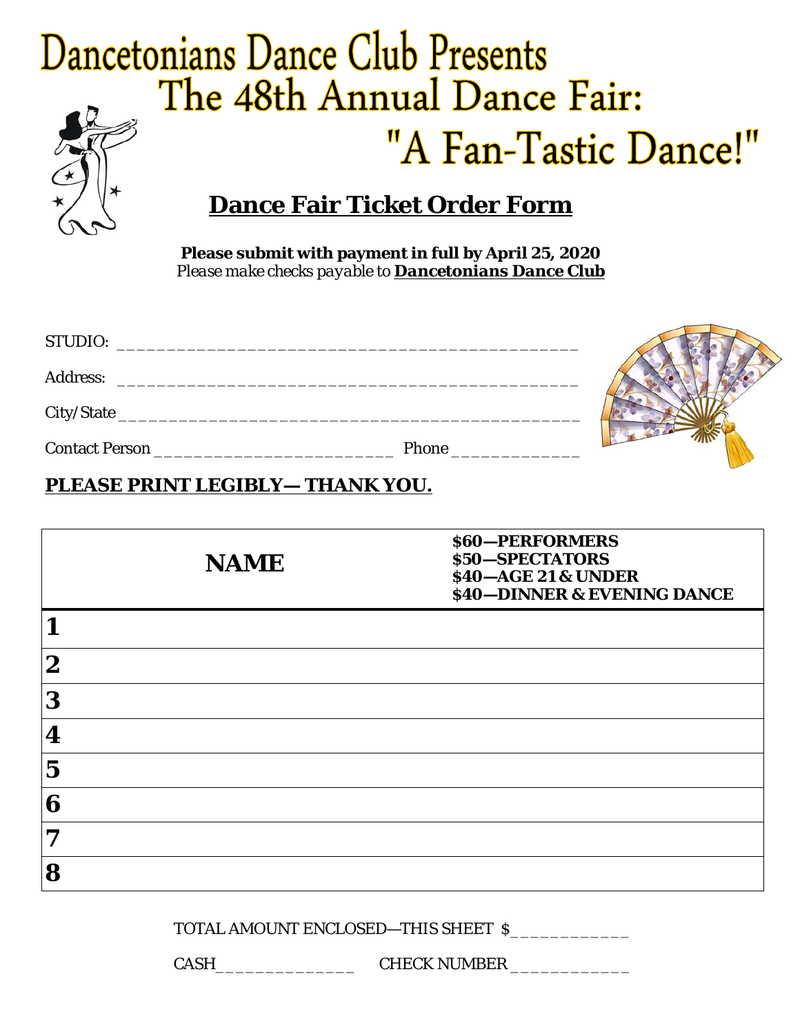# Dancetonians Dance Club Presents

# The 48th Annual Dance Fair:

# "A Fan-Tastic Dance!"

## Dance Fair Ticket Order Form

**Please submit with payment in full by April 25, 2020**

*Please make checks payable to* **Dancetonians Dance Club**

STUDIO: _______________________________________________

Address: _______________________________________________

City/State _______________________________________________

Contact Person _________________________ Phone _____________

**PLEASE PRINT LEGIBLY— THANK YOU.**

| NAME | $60—PERFORMERS<br>$50—SPECTATORS<br>$40—AGE 21 & UNDER<br>$40—DINNER & EVENING DANCE |
|---|---|
| **1** | |
| **2** | |
| **3** | |
| **4** | |
| **5** | |
| **6** | |
| **7** | |
| **8** | |

TOTAL AMOUNT ENCLOSED—THIS SHEET $_____________

CASH_______________ CHECK NUMBER_____________